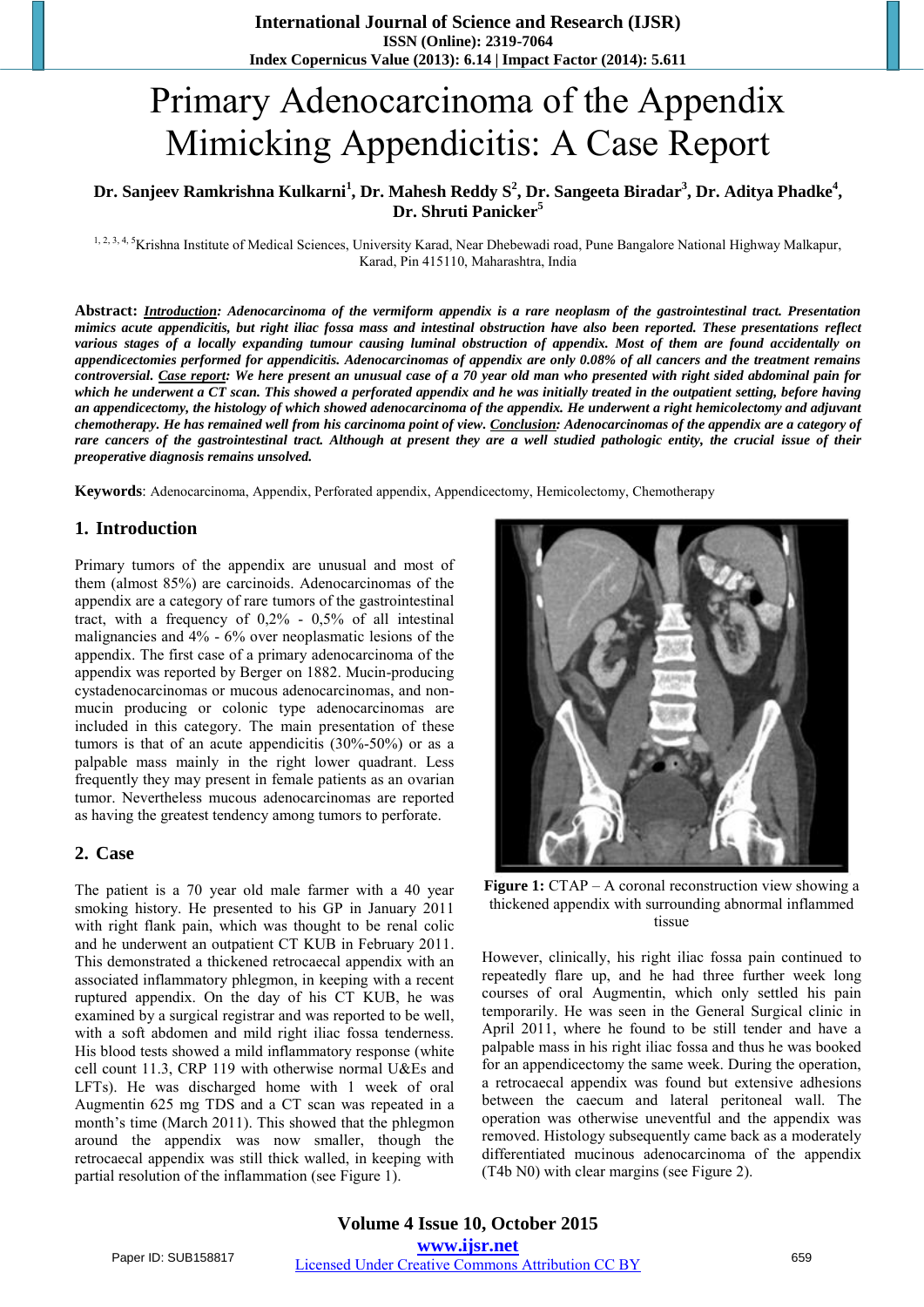# Primary Adenocarcinoma of the Appendix Mimicking Appendicitis: A Case Report

**Dr. Sanjeev Ramkrishna Kulkarni[1], Dr. Mahesh Reddy S[2], Dr. Sangeeta Biradar[3], Dr. Aditya Phadke[4], Dr. Shruti Panicker[5]**

[1, 2, 3, 4, 5]Krishna Institute of Medical Sciences, University Karad, Near Dhebewadi road, Pune Bangalore National Highway Malkapur, Karad, Pin 415110, Maharashtra, India

**Abstract:** ***Introduction**: Adenocarcinoma of the vermiform appendix is a rare neoplasm of the gastrointestinal tract. Presentation mimics acute appendicitis, but right iliac fossa mass and intestinal obstruction have also been reported. These presentations reflect various stages of a locally expanding tumour causing luminal obstruction of appendix. Most of them are found accidentally on appendicectomies performed for appendicitis. Adenocarcinomas of appendix are only 0.08% of all cancers and the treatment remains controversial. **Case report**: We here present an unusual case of a 70 year old man who presented with right sided abdominal pain for which he underwent a CT scan. This showed a perforated appendix and he was initially treated in the outpatient setting, before having an appendicectomy, the histology of which showed adenocarcinoma of the appendix. He underwent a right hemicolectomy and adjuvant chemotherapy. He has remained well from his carcinoma point of view. **Conclusion**: Adenocarcinomas of the appendix are a category of rare cancers of the gastrointestinal tract. Although at present they are a well studied pathologic entity, the crucial issue of their preoperative diagnosis remains unsolved.*

**Keywords**: Adenocarcinoma, Appendix, Perforated appendix, Appendicectomy, Hemicolectomy, Chemotherapy

## 1. Introduction

Primary tumors of the appendix are unusual and most of them (almost 85%) are carcinoids. Adenocarcinomas of the appendix are a category of rare tumors of the gastrointestinal tract, with a frequency of 0,2% - 0,5% of all intestinal malignancies and 4% - 6% over neoplasmatic lesions of the appendix. The first case of a primary adenocarcinoma of the appendix was reported by Berger on 1882. Mucin-producing cystadenocarcinomas or mucous adenocarcinomas, and non-mucin producing or colonic type adenocarcinomas are included in this category. The main presentation of these tumors is that of an acute appendicitis (30%-50%) or as a palpable mass mainly in the right lower quadrant. Less frequently they may present in female patients as an ovarian tumor. Nevertheless mucous adenocarcinomas are reported as having the greatest tendency among tumors to perforate.

## 2. Case

The patient is a 70 year old male farmer with a 40 year smoking history. He presented to his GP in January 2011 with right flank pain, which was thought to be renal colic and he underwent an outpatient CT KUB in February 2011. This demonstrated a thickened retrocaecal appendix with an associated inflammatory phlegmon, in keeping with a recent ruptured appendix. On the day of his CT KUB, he was examined by a surgical registrar and was reported to be well, with a soft abdomen and mild right iliac fossa tenderness. His blood tests showed a mild inflammatory response (white cell count 11.3, CRP 119 with otherwise normal U&Es and LFTs). He was discharged home with 1 week of oral Augmentin 625 mg TDS and a CT scan was repeated in a month's time (March 2011). This showed that the phlegmon around the appendix was now smaller, though the retrocaecal appendix was still thick walled, in keeping with partial resolution of the inflammation (see Figure 1).

**Figure 1:** CTAP – A coronal reconstruction view showing a thickened appendix with surrounding abnormal inflammed tissue

However, clinically, his right iliac fossa pain continued to repeatedly flare up, and he had three further week long courses of oral Augmentin, which only settled his pain temporarily. He was seen in the General Surgical clinic in April 2011, where he found to be still tender and have a palpable mass in his right iliac fossa and thus he was booked for an appendicectomy the same week. During the operation, a retrocaecal appendix was found but extensive adhesions between the caecum and lateral peritoneal wall. The operation was otherwise uneventful and the appendix was removed. Histology subsequently came back as a moderately differentiated mucinous adenocarcinoma of the appendix (T4b N0) with clear margins (see Figure 2).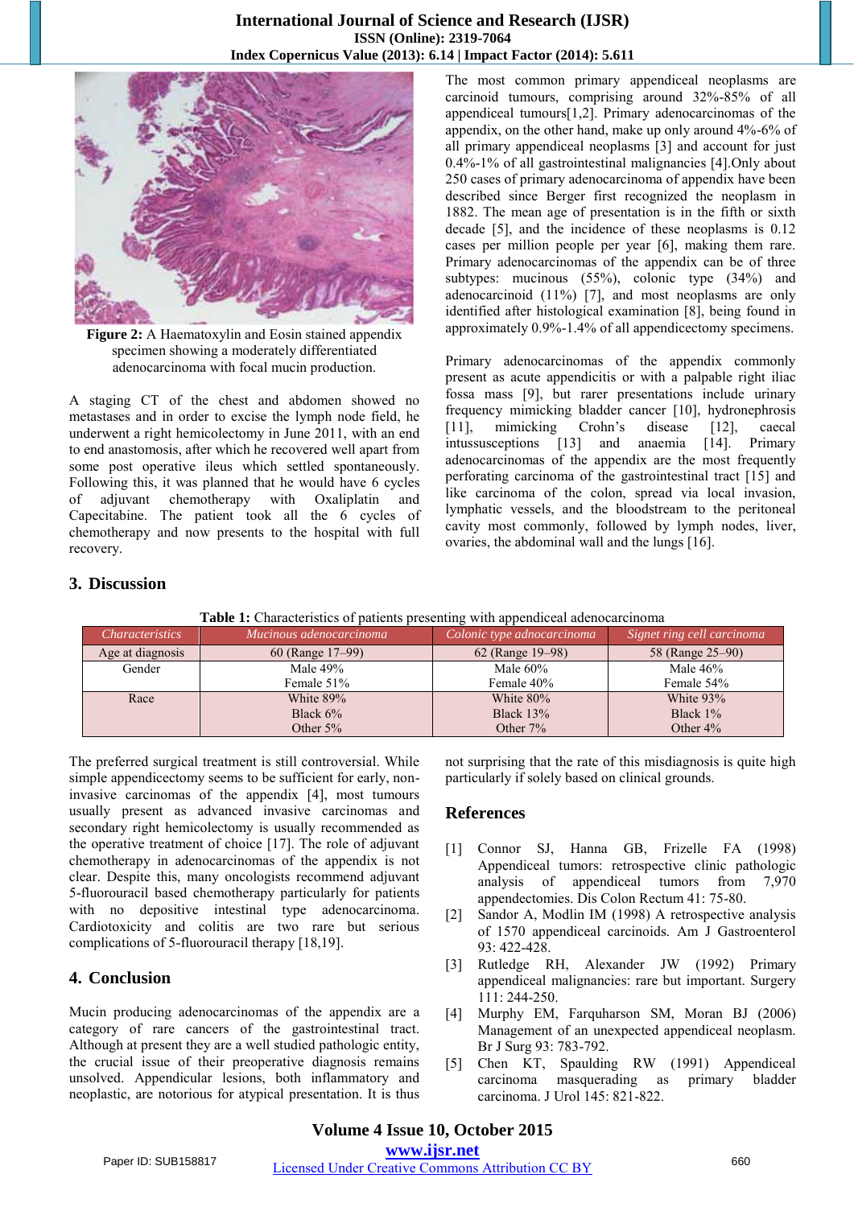Figure 2: A Haematoxylin and Eosin stained appendix specimen showing a moderately differentiated adenocarcinoma with focal mucin production.

A staging CT of the chest and abdomen showed no metastases and in order to excise the lymph node field, he underwent a right hemicolectomy in June 2011, with an end to end anastomosis, after which he recovered well apart from some post operative ileus which settled spontaneously. Following this, it was planned that he would have 6 cycles of adjuvant chemotherapy with Oxaliplatin and Capecitabine. The patient took all the 6 cycles of chemotherapy and now presents to the hospital with full recovery.

The most common primary appendiceal neoplasms are carcinoid tumours, comprising around 32%-85% of all appendiceal tumours[1,2]. Primary adenocarcinomas of the appendix, on the other hand, make up only around 4%-6% of all primary appendiceal neoplasms [3] and account for just 0.4%-1% of all gastrointestinal malignancies [4].Only about 250 cases of primary adenocarcinoma of appendix have been described since Berger first recognized the neoplasm in 1882. The mean age of presentation is in the fifth or sixth decade [5], and the incidence of these neoplasms is 0.12 cases per million people per year [6], making them rare. Primary adenocarcinomas of the appendix can be of three subtypes: mucinous (55%), colonic type (34%) and adenocarcinoid (11%) [7], and most neoplasms are only identified after histological examination [8], being found in approximately 0.9%-1.4% of all appendicectomy specimens.

Primary adenocarcinomas of the appendix commonly present as acute appendicitis or with a palpable right iliac fossa mass [9], but rarer presentations include urinary frequency mimicking bladder cancer [10], hydronephrosis [11], mimicking Crohn's disease [12], caecal intussusceptions [13] and anaemia [14]. Primary adenocarcinomas of the appendix are the most frequently perforating carcinoma of the gastrointestinal tract [15] and like carcinoma of the colon, spread via local invasion, lymphatic vessels, and the bloodstream to the peritoneal cavity most commonly, followed by lymph nodes, liver, ovaries, the abdominal wall and the lungs [16].

## 3. Discussion

**Table 1:** Characteristics of patients presenting with appendiceal adenocarcinoma

| Characteristics | Mucinous adenocarcinoma | Colonic type adnocarcinoma | Signet ring cell carcinoma |
|---|---|---|---|
| Age at diagnosis | 60 (Range 17–99) | 62 (Range 19–98) | 58 (Range 25–90) |
| Gender | Male 49%<br>Female 51% | Male 60%<br>Female 40% | Male 46%<br>Female 54% |
| Race | White 89%<br>Black 6%<br>Other 5% | White 80%<br>Black 13%<br>Other 7% | White 93%<br>Black 1%<br>Other 4% |

The preferred surgical treatment is still controversial. While simple appendicectomy seems to be sufficient for early, non-invasive carcinomas of the appendix [4], most tumours usually present as advanced invasive carcinomas and secondary right hemicolectomy is usually recommended as the operative treatment of choice [17]. The role of adjuvant chemotherapy in adenocarcinomas of the appendix is not clear. Despite this, many oncologists recommend adjuvant 5-fluorouracil based chemotherapy particularly for patients with no depositive intestinal type adenocarcinoma. Cardiotoxicity and colitis are two rare but serious complications of 5-fluorouracil therapy [18,19].

## 4. Conclusion

Mucin producing adenocarcinomas of the appendix are a category of rare cancers of the gastrointestinal tract. Although at present they are a well studied pathologic entity, the crucial issue of their preoperative diagnosis remains unsolved. Appendicular lesions, both inflammatory and neoplastic, are notorious for atypical presentation. It is thus not surprising that the rate of this misdiagnosis is quite high particularly if solely based on clinical grounds.

## References

[1] Connor SJ, Hanna GB, Frizelle FA (1998) Appendiceal tumors: retrospective clinic pathologic analysis of appendiceal tumors from 7,970 appendectomies. Dis Colon Rectum 41: 75-80.

[2] Sandor A, Modlin IM (1998) A retrospective analysis of 1570 appendiceal carcinoids. Am J Gastroenterol 93: 422-428.

[3] Rutledge RH, Alexander JW (1992) Primary appendiceal malignancies: rare but important. Surgery 111: 244-250.

[4] Murphy EM, Farquharson SM, Moran BJ (2006) Management of an unexpected appendiceal neoplasm. Br J Surg 93: 783-792.

[5] Chen KT, Spaulding RW (1991) Appendiceal carcinoma masquerading as primary bladder carcinoma. J Urol 145: 821-822.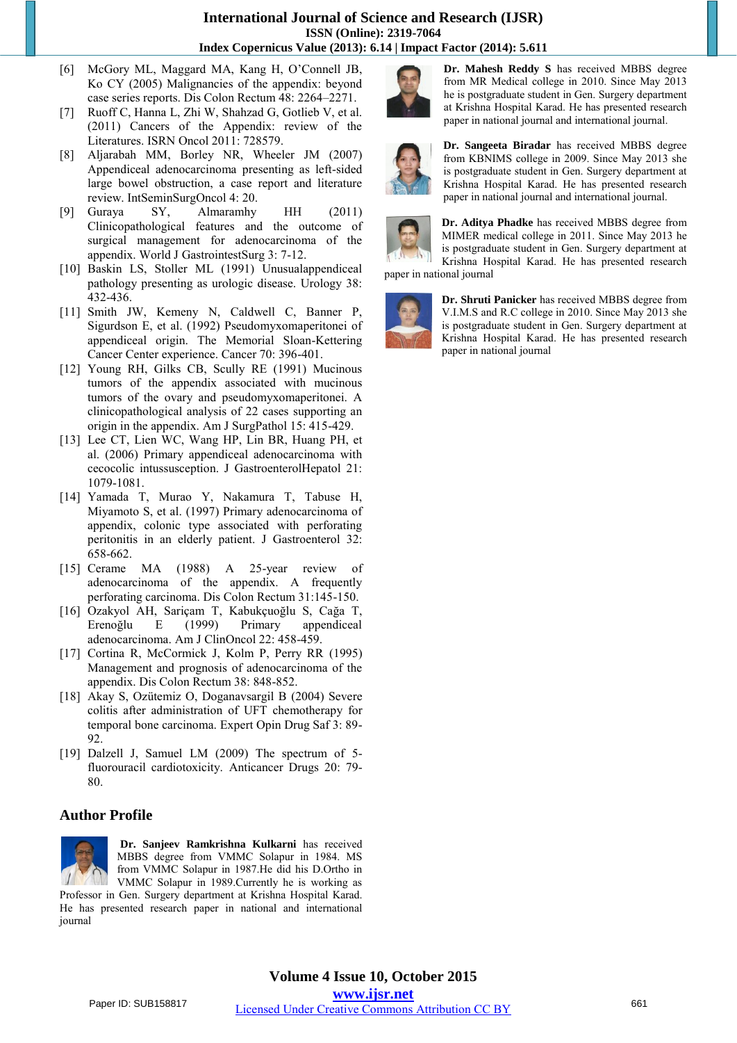[6] McGory ML, Maggard MA, Kang H, O'Connell JB, Ko CY (2005) Malignancies of the appendix: beyond case series reports. Dis Colon Rectum 48: 2264–2271.

[7] Ruoff C, Hanna L, Zhi W, Shahzad G, Gotlieb V, et al. (2011) Cancers of the Appendix: review of the Literatures. ISRN Oncol 2011: 728579.

[8] Aljarabah MM, Borley NR, Wheeler JM (2007) Appendiceal adenocarcinoma presenting as left-sided large bowel obstruction, a case report and literature review. IntSeminSurgOncol 4: 20.

[9] Guraya SY, Almaramhy HH (2011) Clinicopathological features and the outcome of surgical management for adenocarcinoma of the appendix. World J GastrointestSurg 3: 7-12.

[10] Baskin LS, Stoller ML (1991) Unusualappendiceal pathology presenting as urologic disease. Urology 38: 432-436.

[11] Smith JW, Kemeny N, Caldwell C, Banner P, Sigurdson E, et al. (1992) Pseudomyxomaperitonei of appendiceal origin. The Memorial Sloan-Kettering Cancer Center experience. Cancer 70: 396-401.

[12] Young RH, Gilks CB, Scully RE (1991) Mucinous tumors of the appendix associated with mucinous tumors of the ovary and pseudomyxomaperitonei. A clinicopathological analysis of 22 cases supporting an origin in the appendix. Am J SurgPathol 15: 415-429.

[13] Lee CT, Lien WC, Wang HP, Lin BR, Huang PH, et al. (2006) Primary appendiceal adenocarcinoma with cecocolic intussusception. J GastroenterolHepatol 21: 1079-1081.

[14] Yamada T, Murao Y, Nakamura T, Tabuse H, Miyamoto S, et al. (1997) Primary adenocarcinoma of appendix, colonic type associated with perforating peritonitis in an elderly patient. J Gastroenterol 32: 658-662.

[15] Cerame MA (1988) A 25-year review of adenocarcinoma of the appendix. A frequently perforating carcinoma. Dis Colon Rectum 31:145-150.

[16] Ozakyol AH, Sariçam T, Kabukçuoğlu S, Cağa T, Erenoğlu E (1999) Primary appendiceal adenocarcinoma. Am J ClinOncol 22: 458-459.

[17] Cortina R, McCormick J, Kolm P, Perry RR (1995) Management and prognosis of adenocarcinoma of the appendix. Dis Colon Rectum 38: 848-852.

[18] Akay S, Ozütemiz O, Doganavsargil B (2004) Severe colitis after administration of UFT chemotherapy for temporal bone carcinoma. Expert Opin Drug Saf 3: 89-92.

[19] Dalzell J, Samuel LM (2009) The spectrum of 5-fluorouracil cardiotoxicity. Anticancer Drugs 20: 79-80.

## Author Profile

**Dr. Sanjeev Ramkrishna Kulkarni** has received MBBS degree from VMMC Solapur in 1984. MS from VMMC Solapur in 1987.He did his D.Ortho in VMMC Solapur in 1989.Currently he is working as Professor in Gen. Surgery department at Krishna Hospital Karad. He has presented research paper in national and international journal

**Dr. Mahesh Reddy S** has received MBBS degree from MR Medical college in 2010. Since May 2013 he is postgraduate student in Gen. Surgery department at Krishna Hospital Karad. He has presented research paper in national journal and international journal.

**Dr. Sangeeta Biradar** has received MBBS degree from KBNIMS college in 2009. Since May 2013 she is postgraduate student in Gen. Surgery department at Krishna Hospital Karad. He has presented research paper in national journal and international journal.

**Dr. Aditya Phadke** has received MBBS degree from MIMER medical college in 2011. Since May 2013 he is postgraduate student in Gen. Surgery department at Krishna Hospital Karad. He has presented research paper in national journal

**Dr. Shruti Panicker** has received MBBS degree from V.I.M.S and R.C college in 2010. Since May 2013 she is postgraduate student in Gen. Surgery department at Krishna Hospital Karad. He has presented research paper in national journal